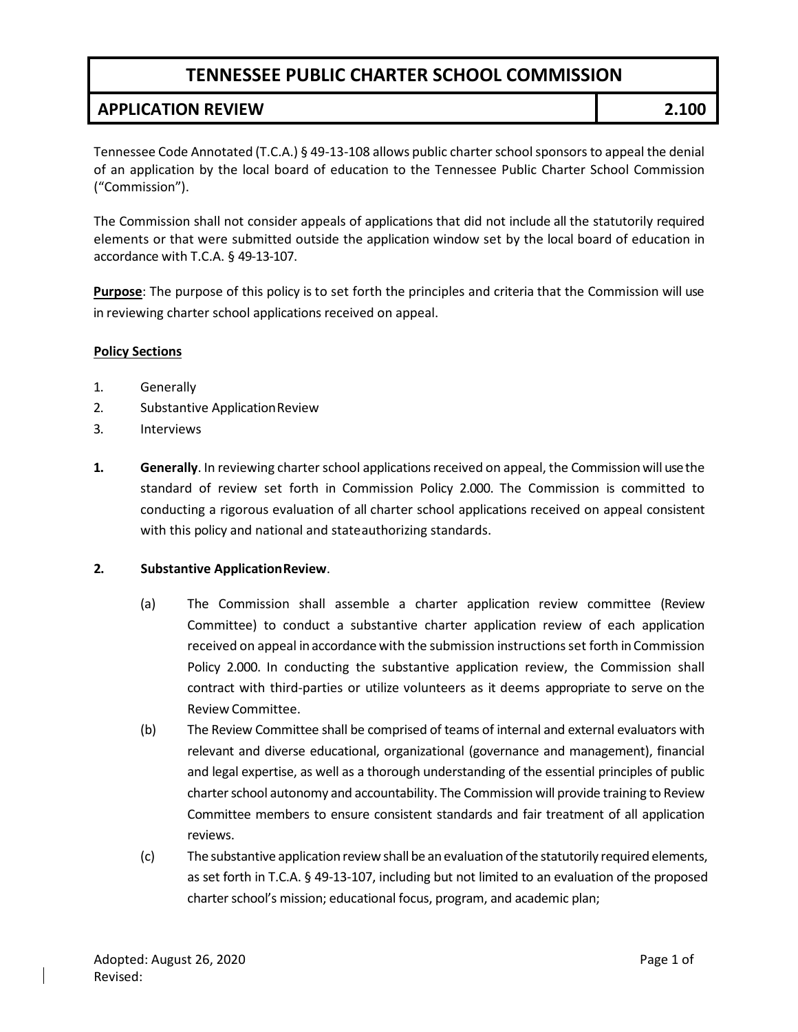# TENNESSEE PUBLIC CHARTER SCHOOL COMMISSION

## APPLICATION REVIEW — 2.100

Tennessee Code Annotated (T.C.A.) § 49-13-108 allows public charter school sponsors to appeal the denial of an application by the local board of education to the Tennessee Public Charter School Commission ("Commission").

The Commission shall not consider appeals of applications that did not include all the statutorily required elements or that were submitted outside the application window set by the local board of education in accordance with T.C.A. § 49-13-107.

**Purpose**: The purpose of this policy is to set forth the principles and criteria that the Commission will use in reviewing charter school applications received on appeal.

**Policy Sections**

1. Generally
2. Substantive Application Review
3. Interviews

**1. Generally**. In reviewing charter school applications received on appeal, the Commission will use the standard of review set forth in Commission Policy 2.000. The Commission is committed to conducting a rigorous evaluation of all charter school applications received on appeal consistent with this policy and national and state authorizing standards.

**2. Substantive Application Review**.

(a) The Commission shall assemble a charter application review committee (Review Committee) to conduct a substantive charter application review of each application received on appeal in accordance with the submission instructions set forth in Commission Policy 2.000. In conducting the substantive application review, the Commission shall contract with third-parties or utilize volunteers as it deems appropriate to serve on the Review Committee.

(b) The Review Committee shall be comprised of teams of internal and external evaluators with relevant and diverse educational, organizational (governance and management), financial and legal expertise, as well as a thorough understanding of the essential principles of public charter school autonomy and accountability. The Commission will provide training to Review Committee members to ensure consistent standards and fair treatment of all application reviews.

(c) The substantive application review shall be an evaluation of the statutorily required elements, as set forth in T.C.A. § 49-13-107, including but not limited to an evaluation of the proposed charter school's mission; educational focus, program, and academic plan;

Adopted: August 26, 2020
Revised: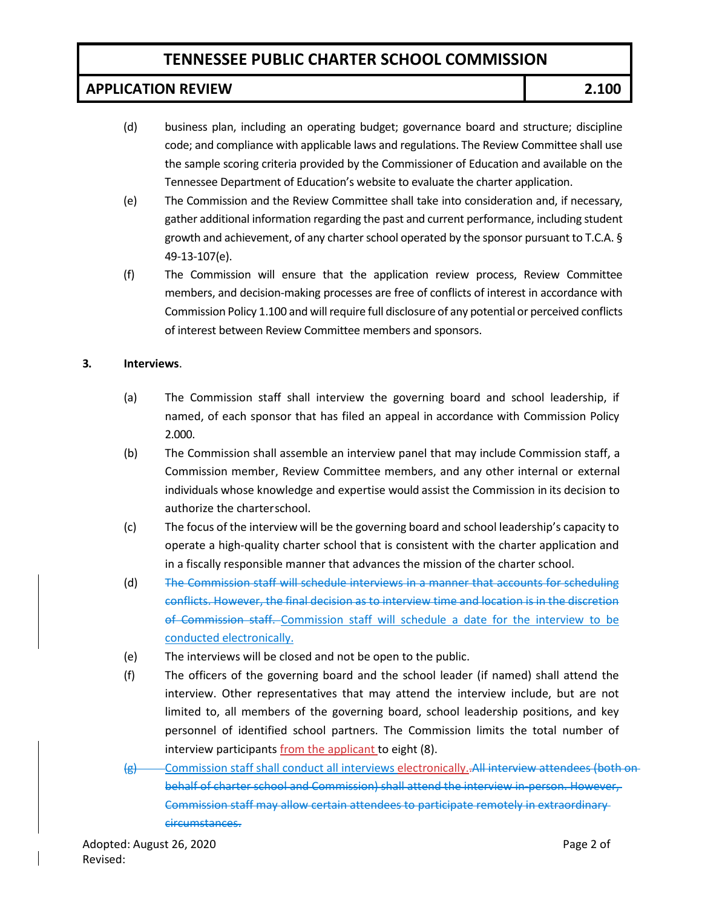(d) business plan, including an operating budget; governance board and structure; discipline code; and compliance with applicable laws and regulations. The Review Committee shall use the sample scoring criteria provided by the Commissioner of Education and available on the Tennessee Department of Education's website to evaluate the charter application.

(e) The Commission and the Review Committee shall take into consideration and, if necessary, gather additional information regarding the past and current performance, including student growth and achievement, of any charter school operated by the sponsor pursuant to T.C.A. § 49-13-107(e).

(f) The Commission will ensure that the application review process, Review Committee members, and decision-making processes are free of conflicts of interest in accordance with Commission Policy 1.100 and will require full disclosure of any potential or perceived conflicts of interest between Review Committee members and sponsors.

**3. Interviews**.

(a) The Commission staff shall interview the governing board and school leadership, if named, of each sponsor that has filed an appeal in accordance with Commission Policy 2.000.

(b) The Commission shall assemble an interview panel that may include Commission staff, a Commission member, Review Committee members, and any other internal or external individuals whose knowledge and expertise would assist the Commission in its decision to authorize the charter school.

(c) The focus of the interview will be the governing board and school leadership's capacity to operate a high-quality charter school that is consistent with the charter application and in a fiscally responsible manner that advances the mission of the charter school.

(d) ~~The Commission staff will schedule interviews in a manner that accounts for scheduling conflicts. However, the final decision as to interview time and location is in the discretion of Commission staff.~~ Commission staff will schedule a date for the interview to be conducted electronically.

(e) The interviews will be closed and not be open to the public.

(f) The officers of the governing board and the school leader (if named) shall attend the interview. Other representatives that may attend the interview include, but are not limited to, all members of the governing board, school leadership positions, and key personnel of identified school partners. The Commission limits the total number of interview participants from the applicant to eight (8).

~~(g)~~ Commission staff shall conduct all interviews electronically. ~~All interview attendees (both on behalf of charter school and Commission) shall attend the interview in-person. However, Commission staff may allow certain attendees to participate remotely in extraordinary circumstances.~~

Adopted: August 26, 2020
Revised: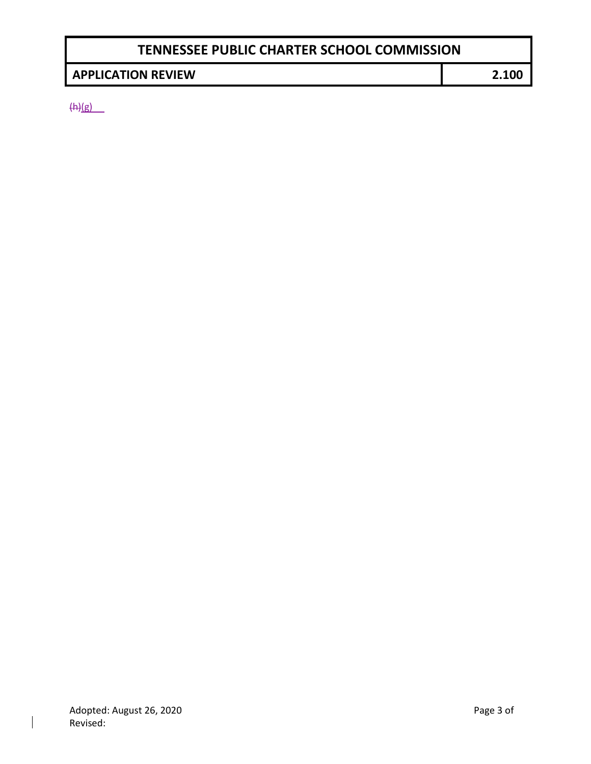~~(h)~~(g)